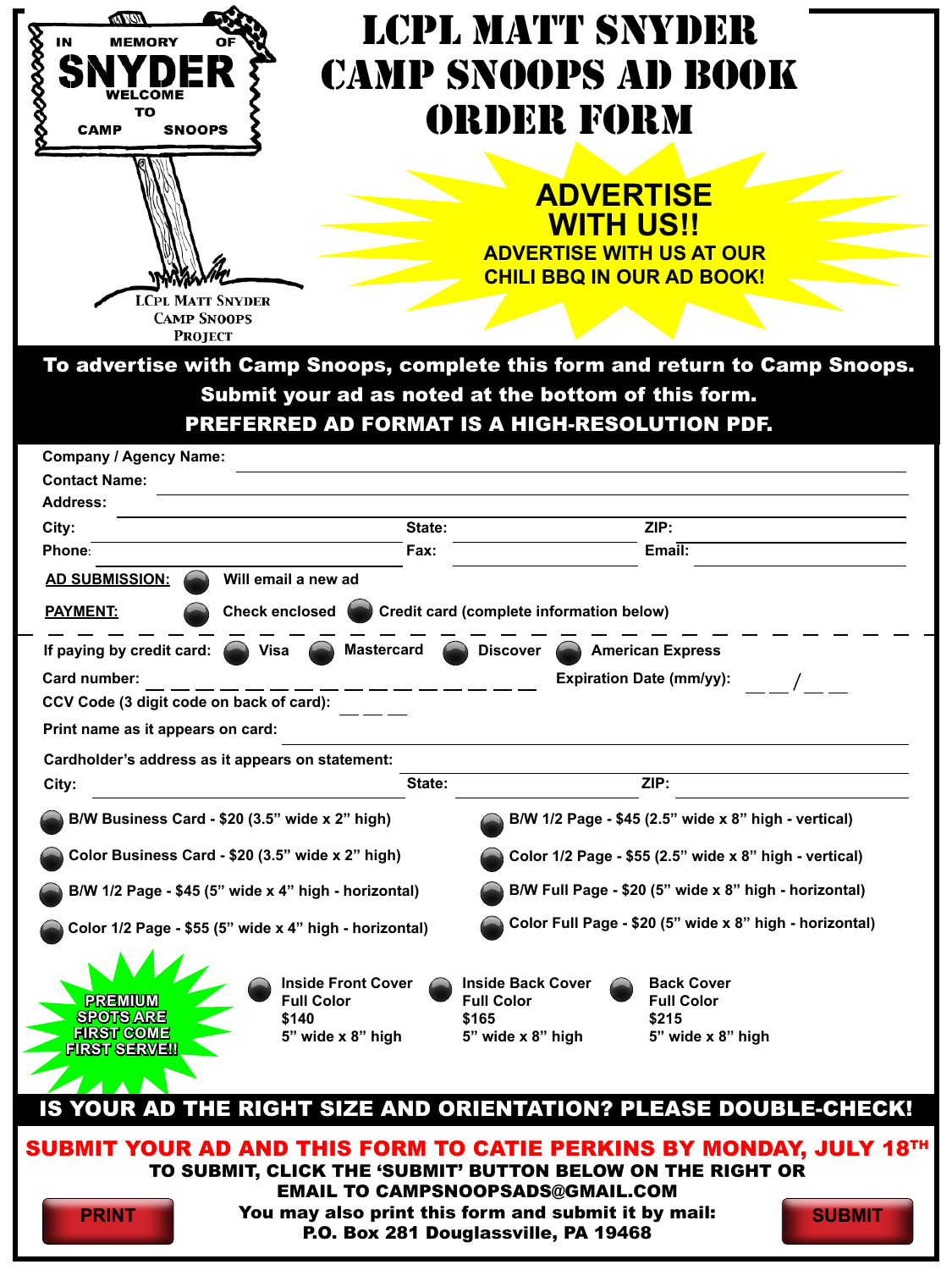IN MEMORY OF SNYDER WELCOME TO CAMP SNOOPS

LCPL MATT SNYDER CAMP SNOOPS PROJECT

# LCPL MATT SNYDER CAMP SNOOPS AD BOOK ORDER FORM

**ADVERTISE WITH US!!**

**ADVERTISE WITH US AT OUR CHILI BBQ IN OUR AD BOOK!**

**To advertise with Camp Snoops, complete this form and return to Camp Snoops. Submit your ad as noted at the bottom of this form.**

**PREFERRED AD FORMAT IS A HIGH-RESOLUTION PDF.**

**Company / Agency Name:** ______________________

**Contact Name:** ______________________

**Address:** ______________________

**City:** __________ **State:** __________ **ZIP:** __________

**Phone:** __________ **Fax:** __________ **Email:** __________

**AD SUBMISSION:** ○ Will email a new ad

**PAYMENT:** ○ Check enclosed ○ Credit card (complete information below)

---

**If paying by credit card:** ○ Visa ○ Mastercard ○ Discover ○ American Express

**Card number:** _ _ _ _ _ _ _ _ _ _ _ _ _ _ _ _ **Expiration Date (mm/yy):** _ _ / _ _

**CCV Code (3 digit code on back of card):** _ _ _

**Print name as it appears on card:** ______________________

**Cardholder's address as it appears on statement:** ______________________

**City:** __________ **State:** __________ **ZIP:** __________

- ○ B/W Business Card - $20 (3.5" wide x 2" high)
- ○ Color Business Card - $20 (3.5" wide x 2" high)
- ○ B/W 1/2 Page - $45 (5" wide x 4" high - horizontal)
- ○ Color 1/2 Page - $55 (5" wide x 4" high - horizontal)
- ○ B/W 1/2 Page - $45 (2.5" wide x 8" high - vertical)
- ○ Color 1/2 Page - $55 (2.5" wide x 8" high - vertical)
- ○ B/W Full Page - $20 (5" wide x 8" high - horizontal)
- ○ Color Full Page - $20 (5" wide x 8" high - horizontal)

**PREMIUM SPOTS ARE FIRST COME FIRST SERVE!!**

- ○ Inside Front Cover Full Color $140 5" wide x 8" high
- ○ Inside Back Cover Full Color $165 5" wide x 8" high
- ○ Back Cover Full Color $215 5" wide x 8" high

**IS YOUR AD THE RIGHT SIZE AND ORIENTATION? PLEASE DOUBLE-CHECK!**

**SUBMIT YOUR AD AND THIS FORM TO CATIE PERKINS BY MONDAY, JULY 18TH**

**TO SUBMIT, CLICK THE 'SUBMIT' BUTTON BELOW ON THE RIGHT OR EMAIL TO CAMPSNOOPSADS@GMAIL.COM**

**You may also print this form and submit it by mail: P.O. Box 281 Douglassville, PA 19468**

PRINT

SUBMIT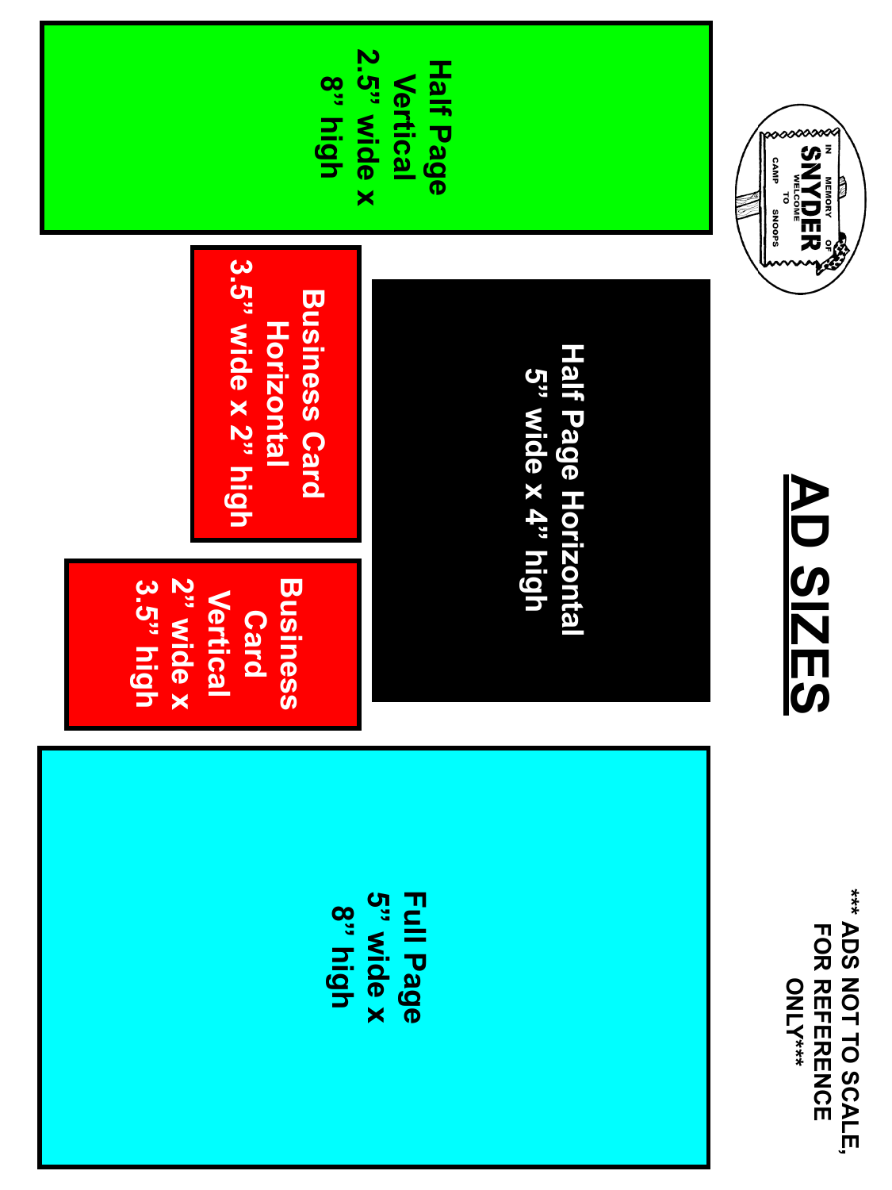# AD SIZES

*** ADS NOT TO SCALE, FOR REFERENCE ONLY***

IN MEMORY OF SNYDER
WELCOME TO CAMP SNOOPS

**Half Page Vertical**
**2.5" wide x 8" high**

**Half Page Horizontal**
**5" wide x 4" high**

**Business Card Horizontal**
**3.5" wide x 2" high**

**Business Card Vertical**
**2" wide x 3.5" high**

**Full Page**
**5" wide x 8" high**